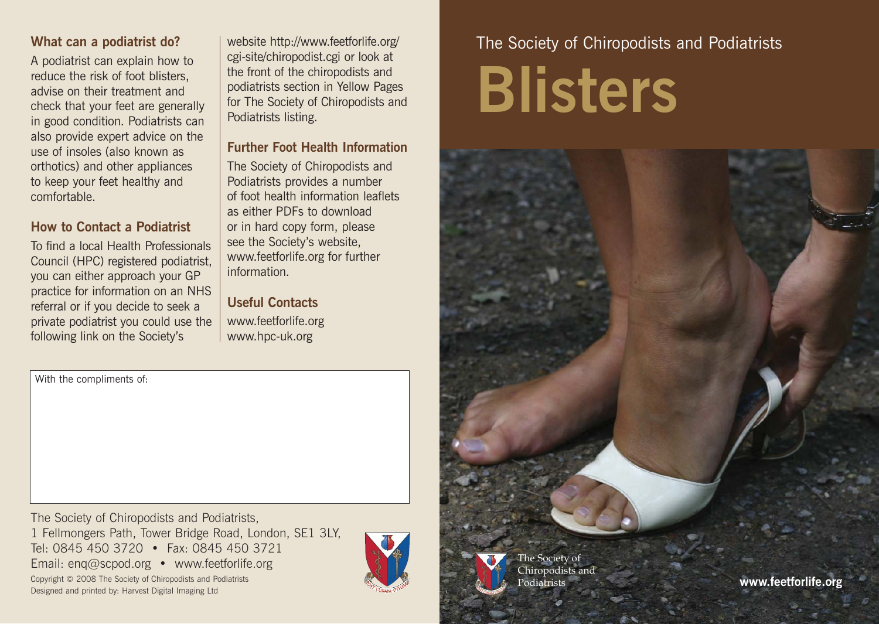## What can a podiatrist do?

A podiatrist can explain how to reduce the risk of foot blisters, advise on their treatment and check that your feet are generally in good condition. Podiatrists can also provide expert advice on the use of insoles (also known as orthotics) and other appliances to keep your feet healthy and comfortable.

## How to Contact a Podiatrist

To find a local Health Professionals Council (HPC) registered podiatrist, you can either approach your GP practice for information on an NHS referral or if you decide to seek a private podiatrist you could use the following link on the Society's website http://www.feetforlife.org/cgi-site/chiropodist.cgi or look at the front of the chiropodists and podiatrists section in Yellow Pages for The Society of Chiropodists and Podiatrists listing.

## Further Foot Health Information

The Society of Chiropodists and Podiatrists provides a number of foot health information leaflets as either PDFs to download or in hard copy form, please see the Society's website, www.feetforlife.org for further information.

## Useful Contacts

www.feetforlife.org
www.hpc-uk.org

With the compliments of:

The Society of Chiropodists and Podiatrists,
1 Fellmongers Path, Tower Bridge Road, London, SE1 3LY,
Tel: 0845 450 3720 • Fax: 0845 450 3721
Email: enq@scpod.org • www.feetforlife.org

Copyright © 2008 The Society of Chiropodists and Podiatrists
Designed and printed by: Harvest Digital Imaging Ltd

The Society of Chiropodists and Podiatrists

# Blisters

The Society of Chiropodists and Podiatrists

**www.feetforlife.org**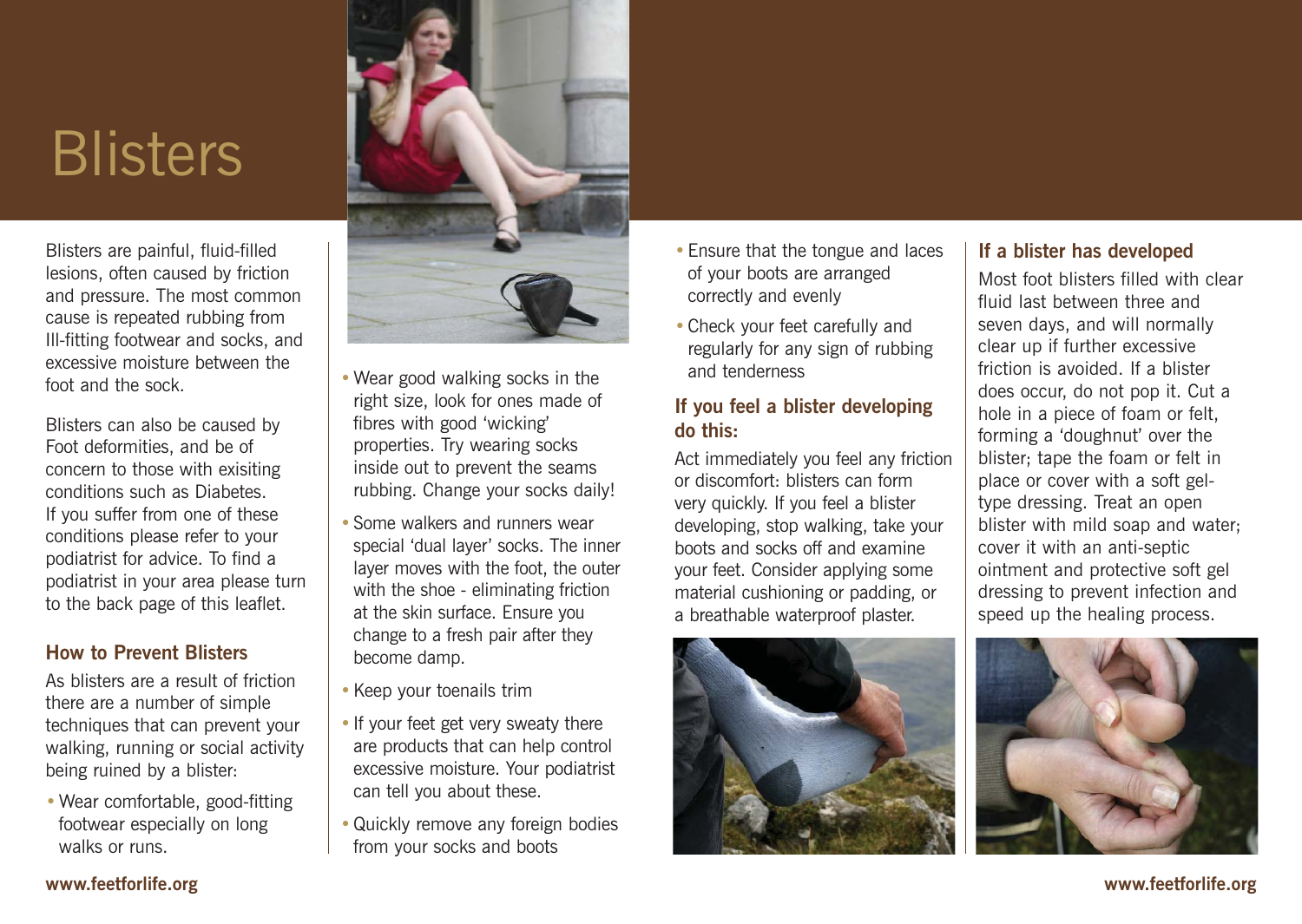# Blisters

Blisters are painful, fluid-filled lesions, often caused by friction and pressure. The most common cause is repeated rubbing from Ill-fitting footwear and socks, and excessive moisture between the foot and the sock.

Blisters can also be caused by Foot deformities, and be of concern to those with exisiting conditions such as Diabetes. If you suffer from one of these conditions please refer to your podiatrist for advice. To find a podiatrist in your area please turn to the back page of this leaflet.

## How to Prevent Blisters

As blisters are a result of friction there are a number of simple techniques that can prevent your walking, running or social activity being ruined by a blister:

- Wear comfortable, good-fitting footwear especially on long walks or runs.
- Wear good walking socks in the right size, look for ones made of fibres with good 'wicking' properties. Try wearing socks inside out to prevent the seams rubbing. Change your socks daily!
- Some walkers and runners wear special 'dual layer' socks. The inner layer moves with the foot, the outer with the shoe - eliminating friction at the skin surface. Ensure you change to a fresh pair after they become damp.
- Keep your toenails trim
- If your feet get very sweaty there are products that can help control excessive moisture. Your podiatrist can tell you about these.
- Quickly remove any foreign bodies from your socks and boots
- Ensure that the tongue and laces of your boots are arranged correctly and evenly
- Check your feet carefully and regularly for any sign of rubbing and tenderness

## If you feel a blister developing do this:

Act immediately you feel any friction or discomfort: blisters can form very quickly. If you feel a blister developing, stop walking, take your boots and socks off and examine your feet. Consider applying some material cushioning or padding, or a breathable waterproof plaster.

## If a blister has developed

Most foot blisters filled with clear fluid last between three and seven days, and will normally clear up if further excessive friction is avoided. If a blister does occur, do not pop it. Cut a hole in a piece of foam or felt, forming a 'doughnut' over the blister; tape the foam or felt in place or cover with a soft gel-type dressing. Treat an open blister with mild soap and water; cover it with an anti-septic ointment and protective soft gel dressing to prevent infection and speed up the healing process.

www.feetforlife.org